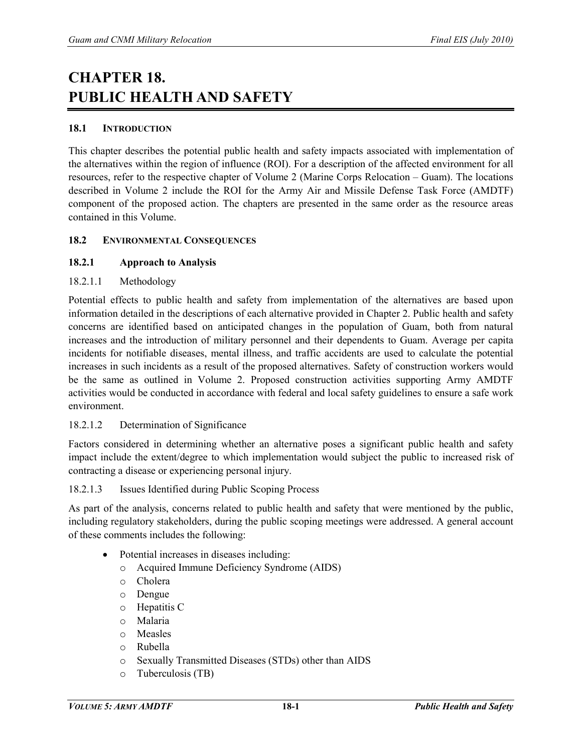# CHAPTER 18.
# PUBLIC HEALTH AND SAFETY

## 18.1 INTRODUCTION

This chapter describes the potential public health and safety impacts associated with implementation of the alternatives within the region of influence (ROI). For a description of the affected environment for all resources, refer to the respective chapter of Volume 2 (Marine Corps Relocation – Guam). The locations described in Volume 2 include the ROI for the Army Air and Missile Defense Task Force (AMDTF) component of the proposed action. The chapters are presented in the same order as the resource areas contained in this Volume.

## 18.2 ENVIRONMENTAL CONSEQUENCES

### 18.2.1 Approach to Analysis

#### 18.2.1.1 Methodology

Potential effects to public health and safety from implementation of the alternatives are based upon information detailed in the descriptions of each alternative provided in Chapter 2. Public health and safety concerns are identified based on anticipated changes in the population of Guam, both from natural increases and the introduction of military personnel and their dependents to Guam. Average per capita incidents for notifiable diseases, mental illness, and traffic accidents are used to calculate the potential increases in such incidents as a result of the proposed alternatives. Safety of construction workers would be the same as outlined in Volume 2. Proposed construction activities supporting Army AMDTF activities would be conducted in accordance with federal and local safety guidelines to ensure a safe work environment.

#### 18.2.1.2 Determination of Significance

Factors considered in determining whether an alternative poses a significant public health and safety impact include the extent/degree to which implementation would subject the public to increased risk of contracting a disease or experiencing personal injury.

#### 18.2.1.3 Issues Identified during Public Scoping Process

As part of the analysis, concerns related to public health and safety that were mentioned by the public, including regulatory stakeholders, during the public scoping meetings were addressed. A general account of these comments includes the following:

- Potential increases in diseases including:
  - Acquired Immune Deficiency Syndrome (AIDS)
  - Cholera
  - Dengue
  - Hepatitis C
  - Malaria
  - Measles
  - Rubella
  - Sexually Transmitted Diseases (STDs) other than AIDS
  - Tuberculosis (TB)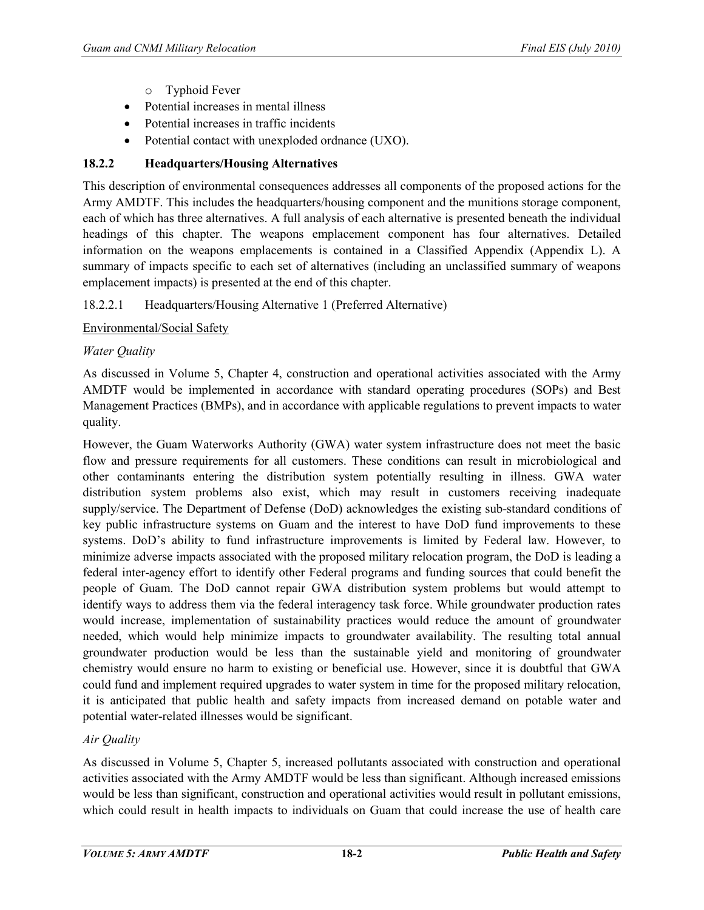- Typhoid Fever
- Potential increases in mental illness
- Potential increases in traffic incidents
- Potential contact with unexploded ordnance (UXO).

### 18.2.2 Headquarters/Housing Alternatives

This description of environmental consequences addresses all components of the proposed actions for the Army AMDTF. This includes the headquarters/housing component and the munitions storage component, each of which has three alternatives. A full analysis of each alternative is presented beneath the individual headings of this chapter. The weapons emplacement component has four alternatives. Detailed information on the weapons emplacements is contained in a Classified Appendix (Appendix L). A summary of impacts specific to each set of alternatives (including an unclassified summary of weapons emplacement impacts) is presented at the end of this chapter.

#### 18.2.2.1 Headquarters/Housing Alternative 1 (Preferred Alternative)

<u>Environmental/Social Safety</u>

*Water Quality*

As discussed in Volume 5, Chapter 4, construction and operational activities associated with the Army AMDTF would be implemented in accordance with standard operating procedures (SOPs) and Best Management Practices (BMPs), and in accordance with applicable regulations to prevent impacts to water quality.

However, the Guam Waterworks Authority (GWA) water system infrastructure does not meet the basic flow and pressure requirements for all customers. These conditions can result in microbiological and other contaminants entering the distribution system potentially resulting in illness. GWA water distribution system problems also exist, which may result in customers receiving inadequate supply/service. The Department of Defense (DoD) acknowledges the existing sub-standard conditions of key public infrastructure systems on Guam and the interest to have DoD fund improvements to these systems. DoD's ability to fund infrastructure improvements is limited by Federal law. However, to minimize adverse impacts associated with the proposed military relocation program, the DoD is leading a federal inter-agency effort to identify other Federal programs and funding sources that could benefit the people of Guam. The DoD cannot repair GWA distribution system problems but would attempt to identify ways to address them via the federal interagency task force. While groundwater production rates would increase, implementation of sustainability practices would reduce the amount of groundwater needed, which would help minimize impacts to groundwater availability. The resulting total annual groundwater production would be less than the sustainable yield and monitoring of groundwater chemistry would ensure no harm to existing or beneficial use. However, since it is doubtful that GWA could fund and implement required upgrades to water system in time for the proposed military relocation, it is anticipated that public health and safety impacts from increased demand on potable water and potential water-related illnesses would be significant.

*Air Quality*

As discussed in Volume 5, Chapter 5, increased pollutants associated with construction and operational activities associated with the Army AMDTF would be less than significant. Although increased emissions would be less than significant, construction and operational activities would result in pollutant emissions, which could result in health impacts to individuals on Guam that could increase the use of health care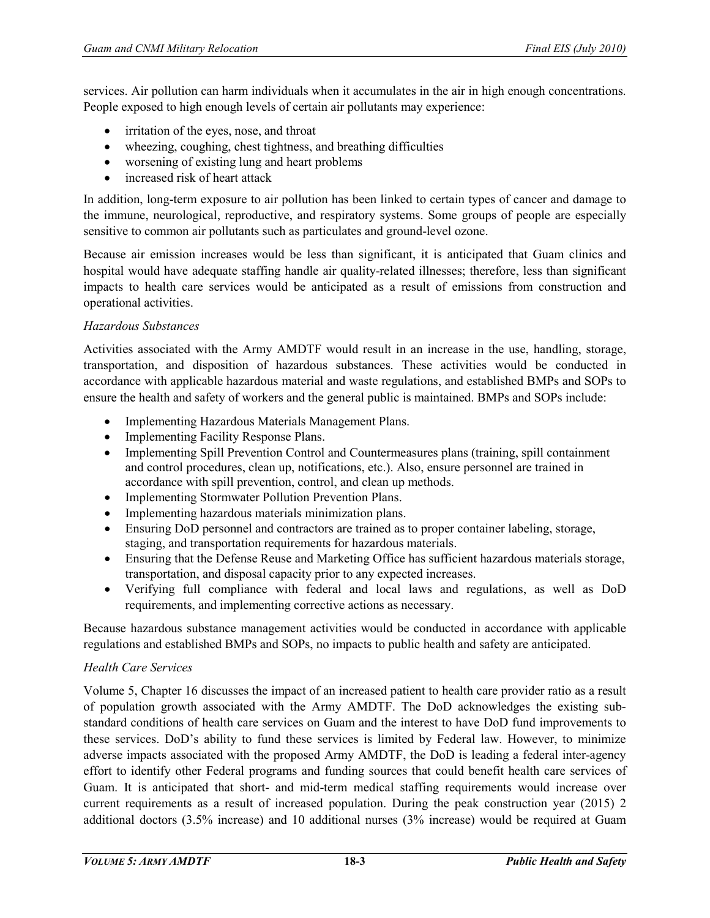services. Air pollution can harm individuals when it accumulates in the air in high enough concentrations. People exposed to high enough levels of certain air pollutants may experience:

- irritation of the eyes, nose, and throat
- wheezing, coughing, chest tightness, and breathing difficulties
- worsening of existing lung and heart problems
- increased risk of heart attack

In addition, long-term exposure to air pollution has been linked to certain types of cancer and damage to the immune, neurological, reproductive, and respiratory systems. Some groups of people are especially sensitive to common air pollutants such as particulates and ground-level ozone.

Because air emission increases would be less than significant, it is anticipated that Guam clinics and hospital would have adequate staffing handle air quality-related illnesses; therefore, less than significant impacts to health care services would be anticipated as a result of emissions from construction and operational activities.

*Hazardous Substances*

Activities associated with the Army AMDTF would result in an increase in the use, handling, storage, transportation, and disposition of hazardous substances. These activities would be conducted in accordance with applicable hazardous material and waste regulations, and established BMPs and SOPs to ensure the health and safety of workers and the general public is maintained. BMPs and SOPs include:

- Implementing Hazardous Materials Management Plans.
- Implementing Facility Response Plans.
- Implementing Spill Prevention Control and Countermeasures plans (training, spill containment and control procedures, clean up, notifications, etc.). Also, ensure personnel are trained in accordance with spill prevention, control, and clean up methods.
- Implementing Stormwater Pollution Prevention Plans.
- Implementing hazardous materials minimization plans.
- Ensuring DoD personnel and contractors are trained as to proper container labeling, storage, staging, and transportation requirements for hazardous materials.
- Ensuring that the Defense Reuse and Marketing Office has sufficient hazardous materials storage, transportation, and disposal capacity prior to any expected increases.
- Verifying full compliance with federal and local laws and regulations, as well as DoD requirements, and implementing corrective actions as necessary.

Because hazardous substance management activities would be conducted in accordance with applicable regulations and established BMPs and SOPs, no impacts to public health and safety are anticipated.

*Health Care Services*

Volume 5, Chapter 16 discusses the impact of an increased patient to health care provider ratio as a result of population growth associated with the Army AMDTF. The DoD acknowledges the existing sub-standard conditions of health care services on Guam and the interest to have DoD fund improvements to these services. DoD's ability to fund these services is limited by Federal law. However, to minimize adverse impacts associated with the proposed Army AMDTF, the DoD is leading a federal inter-agency effort to identify other Federal programs and funding sources that could benefit health care services of Guam. It is anticipated that short- and mid-term medical staffing requirements would increase over current requirements as a result of increased population. During the peak construction year (2015) 2 additional doctors (3.5% increase) and 10 additional nurses (3% increase) would be required at Guam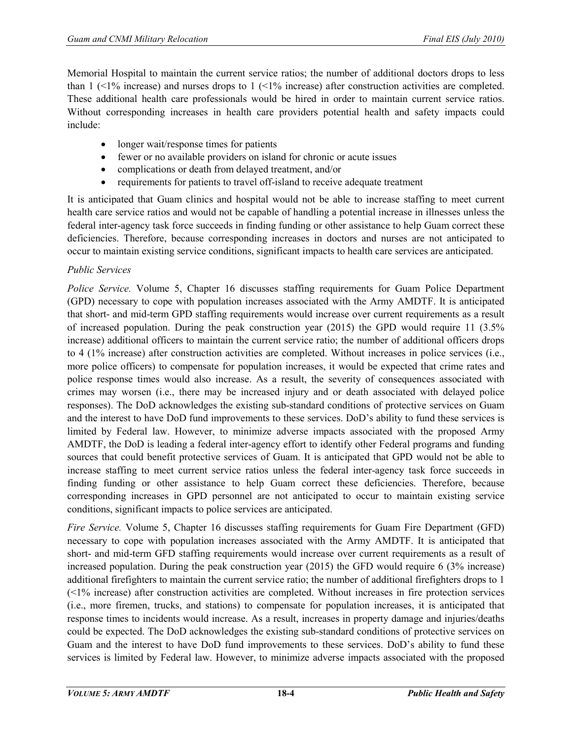Memorial Hospital to maintain the current service ratios; the number of additional doctors drops to less than 1 (<1% increase) and nurses drops to 1 (<1% increase) after construction activities are completed. These additional health care professionals would be hired in order to maintain current service ratios. Without corresponding increases in health care providers potential health and safety impacts could include:

- longer wait/response times for patients
- fewer or no available providers on island for chronic or acute issues
- complications or death from delayed treatment, and/or
- requirements for patients to travel off-island to receive adequate treatment

It is anticipated that Guam clinics and hospital would not be able to increase staffing to meet current health care service ratios and would not be capable of handling a potential increase in illnesses unless the federal inter-agency task force succeeds in finding funding or other assistance to help Guam correct these deficiencies. Therefore, because corresponding increases in doctors and nurses are not anticipated to occur to maintain existing service conditions, significant impacts to health care services are anticipated.

*Public Services*

*Police Service.* Volume 5, Chapter 16 discusses staffing requirements for Guam Police Department (GPD) necessary to cope with population increases associated with the Army AMDTF. It is anticipated that short- and mid-term GPD staffing requirements would increase over current requirements as a result of increased population. During the peak construction year (2015) the GPD would require 11 (3.5% increase) additional officers to maintain the current service ratio; the number of additional officers drops to 4 (1% increase) after construction activities are completed. Without increases in police services (i.e., more police officers) to compensate for population increases, it would be expected that crime rates and police response times would also increase. As a result, the severity of consequences associated with crimes may worsen (i.e., there may be increased injury and or death associated with delayed police responses). The DoD acknowledges the existing sub-standard conditions of protective services on Guam and the interest to have DoD fund improvements to these services. DoD's ability to fund these services is limited by Federal law. However, to minimize adverse impacts associated with the proposed Army AMDTF, the DoD is leading a federal inter-agency effort to identify other Federal programs and funding sources that could benefit protective services of Guam. It is anticipated that GPD would not be able to increase staffing to meet current service ratios unless the federal inter-agency task force succeeds in finding funding or other assistance to help Guam correct these deficiencies. Therefore, because corresponding increases in GPD personnel are not anticipated to occur to maintain existing service conditions, significant impacts to police services are anticipated.

*Fire Service.* Volume 5, Chapter 16 discusses staffing requirements for Guam Fire Department (GFD) necessary to cope with population increases associated with the Army AMDTF. It is anticipated that short- and mid-term GFD staffing requirements would increase over current requirements as a result of increased population. During the peak construction year (2015) the GFD would require 6 (3% increase) additional firefighters to maintain the current service ratio; the number of additional firefighters drops to 1 (<1% increase) after construction activities are completed. Without increases in fire protection services (i.e., more firemen, trucks, and stations) to compensate for population increases, it is anticipated that response times to incidents would increase. As a result, increases in property damage and injuries/deaths could be expected. The DoD acknowledges the existing sub-standard conditions of protective services on Guam and the interest to have DoD fund improvements to these services. DoD's ability to fund these services is limited by Federal law. However, to minimize adverse impacts associated with the proposed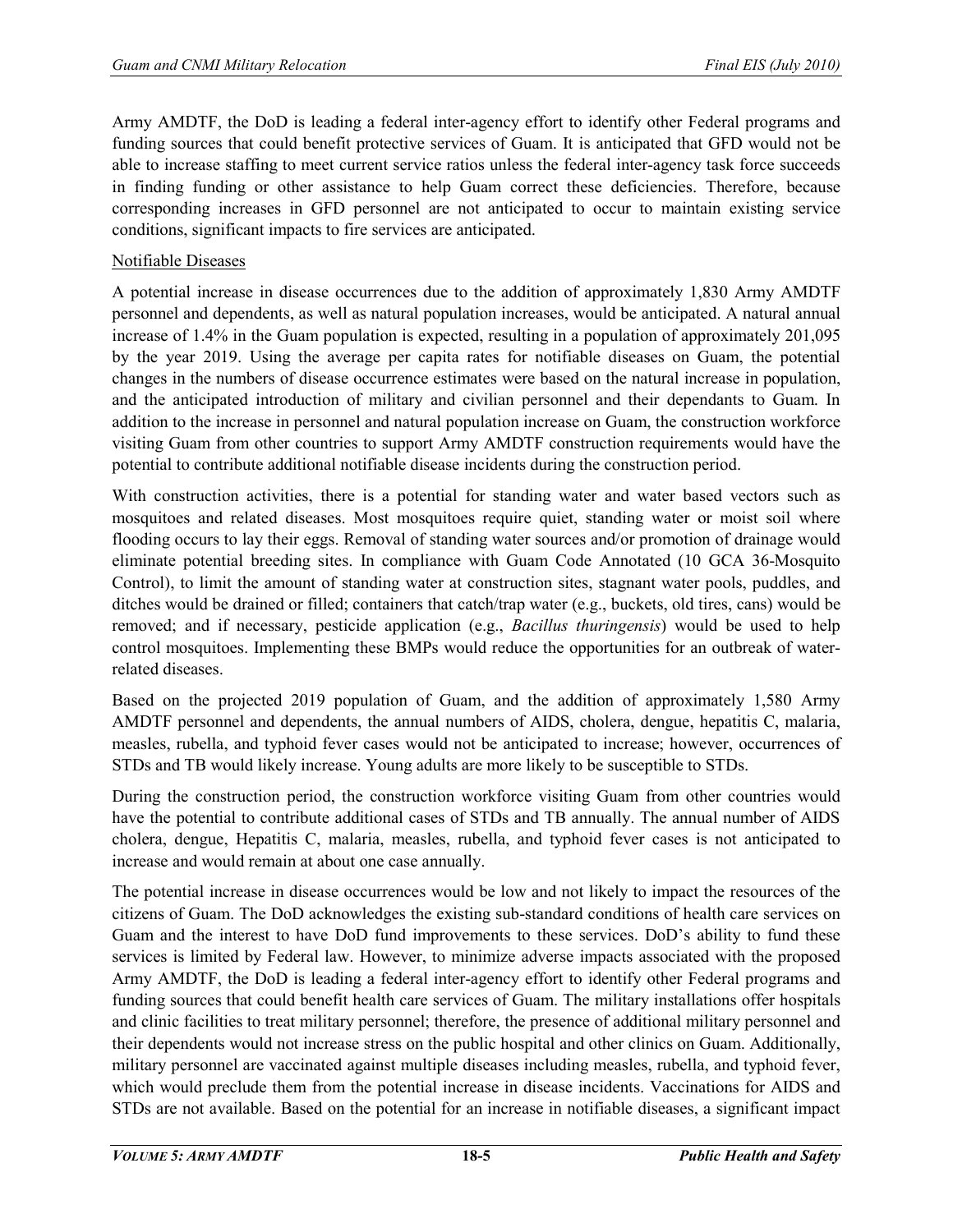Army AMDTF, the DoD is leading a federal inter-agency effort to identify other Federal programs and funding sources that could benefit protective services of Guam. It is anticipated that GFD would not be able to increase staffing to meet current service ratios unless the federal inter-agency task force succeeds in finding funding or other assistance to help Guam correct these deficiencies. Therefore, because corresponding increases in GFD personnel are not anticipated to occur to maintain existing service conditions, significant impacts to fire services are anticipated.

Notifiable Diseases

A potential increase in disease occurrences due to the addition of approximately 1,830 Army AMDTF personnel and dependents, as well as natural population increases, would be anticipated. A natural annual increase of 1.4% in the Guam population is expected, resulting in a population of approximately 201,095 by the year 2019. Using the average per capita rates for notifiable diseases on Guam, the potential changes in the numbers of disease occurrence estimates were based on the natural increase in population, and the anticipated introduction of military and civilian personnel and their dependants to Guam. In addition to the increase in personnel and natural population increase on Guam, the construction workforce visiting Guam from other countries to support Army AMDTF construction requirements would have the potential to contribute additional notifiable disease incidents during the construction period.

With construction activities, there is a potential for standing water and water based vectors such as mosquitoes and related diseases. Most mosquitoes require quiet, standing water or moist soil where flooding occurs to lay their eggs. Removal of standing water sources and/or promotion of drainage would eliminate potential breeding sites. In compliance with Guam Code Annotated (10 GCA 36-Mosquito Control), to limit the amount of standing water at construction sites, stagnant water pools, puddles, and ditches would be drained or filled; containers that catch/trap water (e.g., buckets, old tires, cans) would be removed; and if necessary, pesticide application (e.g., *Bacillus thuringensis*) would be used to help control mosquitoes. Implementing these BMPs would reduce the opportunities for an outbreak of water-related diseases.

Based on the projected 2019 population of Guam, and the addition of approximately 1,580 Army AMDTF personnel and dependents, the annual numbers of AIDS, cholera, dengue, hepatitis C, malaria, measles, rubella, and typhoid fever cases would not be anticipated to increase; however, occurrences of STDs and TB would likely increase. Young adults are more likely to be susceptible to STDs.

During the construction period, the construction workforce visiting Guam from other countries would have the potential to contribute additional cases of STDs and TB annually. The annual number of AIDS cholera, dengue, Hepatitis C, malaria, measles, rubella, and typhoid fever cases is not anticipated to increase and would remain at about one case annually.

The potential increase in disease occurrences would be low and not likely to impact the resources of the citizens of Guam. The DoD acknowledges the existing sub-standard conditions of health care services on Guam and the interest to have DoD fund improvements to these services. DoD's ability to fund these services is limited by Federal law. However, to minimize adverse impacts associated with the proposed Army AMDTF, the DoD is leading a federal inter-agency effort to identify other Federal programs and funding sources that could benefit health care services of Guam. The military installations offer hospitals and clinic facilities to treat military personnel; therefore, the presence of additional military personnel and their dependents would not increase stress on the public hospital and other clinics on Guam. Additionally, military personnel are vaccinated against multiple diseases including measles, rubella, and typhoid fever, which would preclude them from the potential increase in disease incidents. Vaccinations for AIDS and STDs are not available. Based on the potential for an increase in notifiable diseases, a significant impact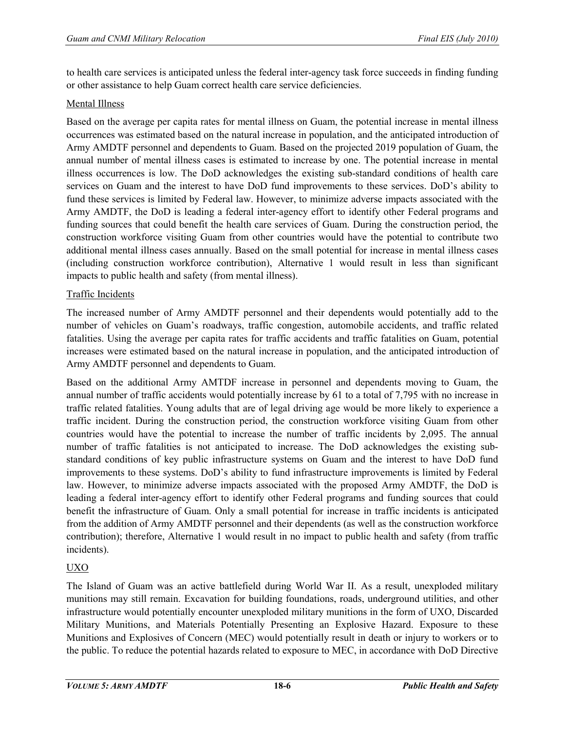to health care services is anticipated unless the federal inter-agency task force succeeds in finding funding or other assistance to help Guam correct health care service deficiencies.

Mental Illness

Based on the average per capita rates for mental illness on Guam, the potential increase in mental illness occurrences was estimated based on the natural increase in population, and the anticipated introduction of Army AMDTF personnel and dependents to Guam. Based on the projected 2019 population of Guam, the annual number of mental illness cases is estimated to increase by one. The potential increase in mental illness occurrences is low. The DoD acknowledges the existing sub-standard conditions of health care services on Guam and the interest to have DoD fund improvements to these services. DoD's ability to fund these services is limited by Federal law. However, to minimize adverse impacts associated with the Army AMDTF, the DoD is leading a federal inter-agency effort to identify other Federal programs and funding sources that could benefit the health care services of Guam. During the construction period, the construction workforce visiting Guam from other countries would have the potential to contribute two additional mental illness cases annually. Based on the small potential for increase in mental illness cases (including construction workforce contribution), Alternative 1 would result in less than significant impacts to public health and safety (from mental illness).

Traffic Incidents

The increased number of Army AMDTF personnel and their dependents would potentially add to the number of vehicles on Guam's roadways, traffic congestion, automobile accidents, and traffic related fatalities. Using the average per capita rates for traffic accidents and traffic fatalities on Guam, potential increases were estimated based on the natural increase in population, and the anticipated introduction of Army AMDTF personnel and dependents to Guam.

Based on the additional Army AMTDF increase in personnel and dependents moving to Guam, the annual number of traffic accidents would potentially increase by 61 to a total of 7,795 with no increase in traffic related fatalities. Young adults that are of legal driving age would be more likely to experience a traffic incident. During the construction period, the construction workforce visiting Guam from other countries would have the potential to increase the number of traffic incidents by 2,095. The annual number of traffic fatalities is not anticipated to increase. The DoD acknowledges the existing sub-standard conditions of key public infrastructure systems on Guam and the interest to have DoD fund improvements to these systems. DoD's ability to fund infrastructure improvements is limited by Federal law. However, to minimize adverse impacts associated with the proposed Army AMDTF, the DoD is leading a federal inter-agency effort to identify other Federal programs and funding sources that could benefit the infrastructure of Guam. Only a small potential for increase in traffic incidents is anticipated from the addition of Army AMDTF personnel and their dependents (as well as the construction workforce contribution); therefore, Alternative 1 would result in no impact to public health and safety (from traffic incidents).

UXO

The Island of Guam was an active battlefield during World War II. As a result, unexploded military munitions may still remain. Excavation for building foundations, roads, underground utilities, and other infrastructure would potentially encounter unexploded military munitions in the form of UXO, Discarded Military Munitions, and Materials Potentially Presenting an Explosive Hazard. Exposure to these Munitions and Explosives of Concern (MEC) would potentially result in death or injury to workers or to the public. To reduce the potential hazards related to exposure to MEC, in accordance with DoD Directive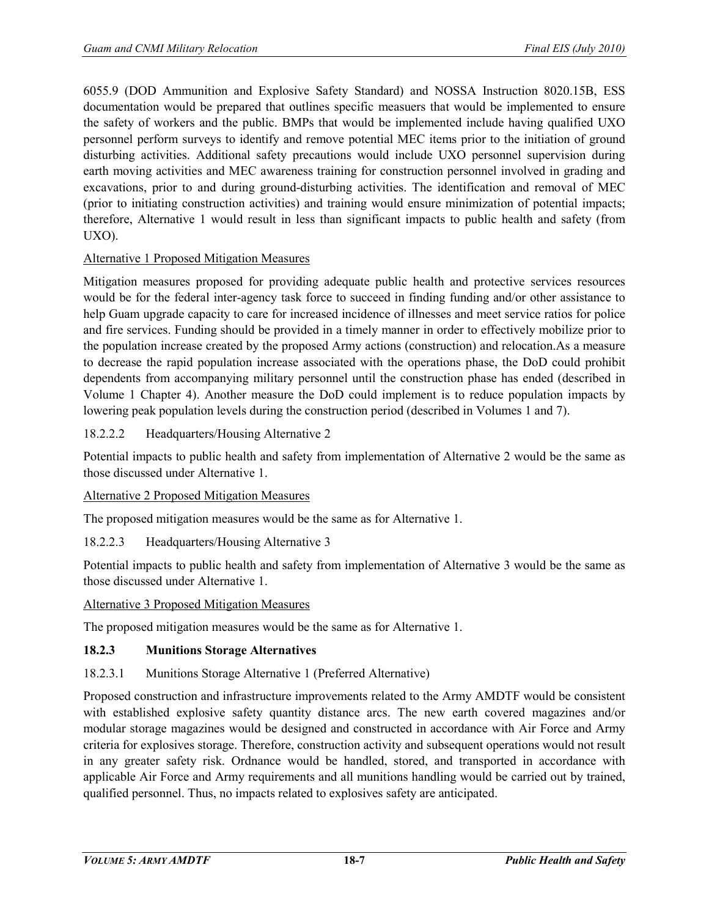6055.9 (DOD Ammunition and Explosive Safety Standard) and NOSSA Instruction 8020.15B, ESS documentation would be prepared that outlines specific measuers that would be implemented to ensure the safety of workers and the public. BMPs that would be implemented include having qualified UXO personnel perform surveys to identify and remove potential MEC items prior to the initiation of ground disturbing activities. Additional safety precautions would include UXO personnel supervision during earth moving activities and MEC awareness training for construction personnel involved in grading and excavations, prior to and during ground-disturbing activities. The identification and removal of MEC (prior to initiating construction activities) and training would ensure minimization of potential impacts; therefore, Alternative 1 would result in less than significant impacts to public health and safety (from UXO).

Alternative 1 Proposed Mitigation Measures

Mitigation measures proposed for providing adequate public health and protective services resources would be for the federal inter-agency task force to succeed in finding funding and/or other assistance to help Guam upgrade capacity to care for increased incidence of illnesses and meet service ratios for police and fire services. Funding should be provided in a timely manner in order to effectively mobilize prior to the population increase created by the proposed Army actions (construction) and relocation.As a measure to decrease the rapid population increase associated with the operations phase, the DoD could prohibit dependents from accompanying military personnel until the construction phase has ended (described in Volume 1 Chapter 4). Another measure the DoD could implement is to reduce population impacts by lowering peak population levels during the construction period (described in Volumes 1 and 7).

18.2.2.2 Headquarters/Housing Alternative 2

Potential impacts to public health and safety from implementation of Alternative 2 would be the same as those discussed under Alternative 1.

Alternative 2 Proposed Mitigation Measures

The proposed mitigation measures would be the same as for Alternative 1.

18.2.2.3 Headquarters/Housing Alternative 3

Potential impacts to public health and safety from implementation of Alternative 3 would be the same as those discussed under Alternative 1.

Alternative 3 Proposed Mitigation Measures

The proposed mitigation measures would be the same as for Alternative 1.

### 18.2.3 Munitions Storage Alternatives

18.2.3.1 Munitions Storage Alternative 1 (Preferred Alternative)

Proposed construction and infrastructure improvements related to the Army AMDTF would be consistent with established explosive safety quantity distance arcs. The new earth covered magazines and/or modular storage magazines would be designed and constructed in accordance with Air Force and Army criteria for explosives storage. Therefore, construction activity and subsequent operations would not result in any greater safety risk. Ordnance would be handled, stored, and transported in accordance with applicable Air Force and Army requirements and all munitions handling would be carried out by trained, qualified personnel. Thus, no impacts related to explosives safety are anticipated.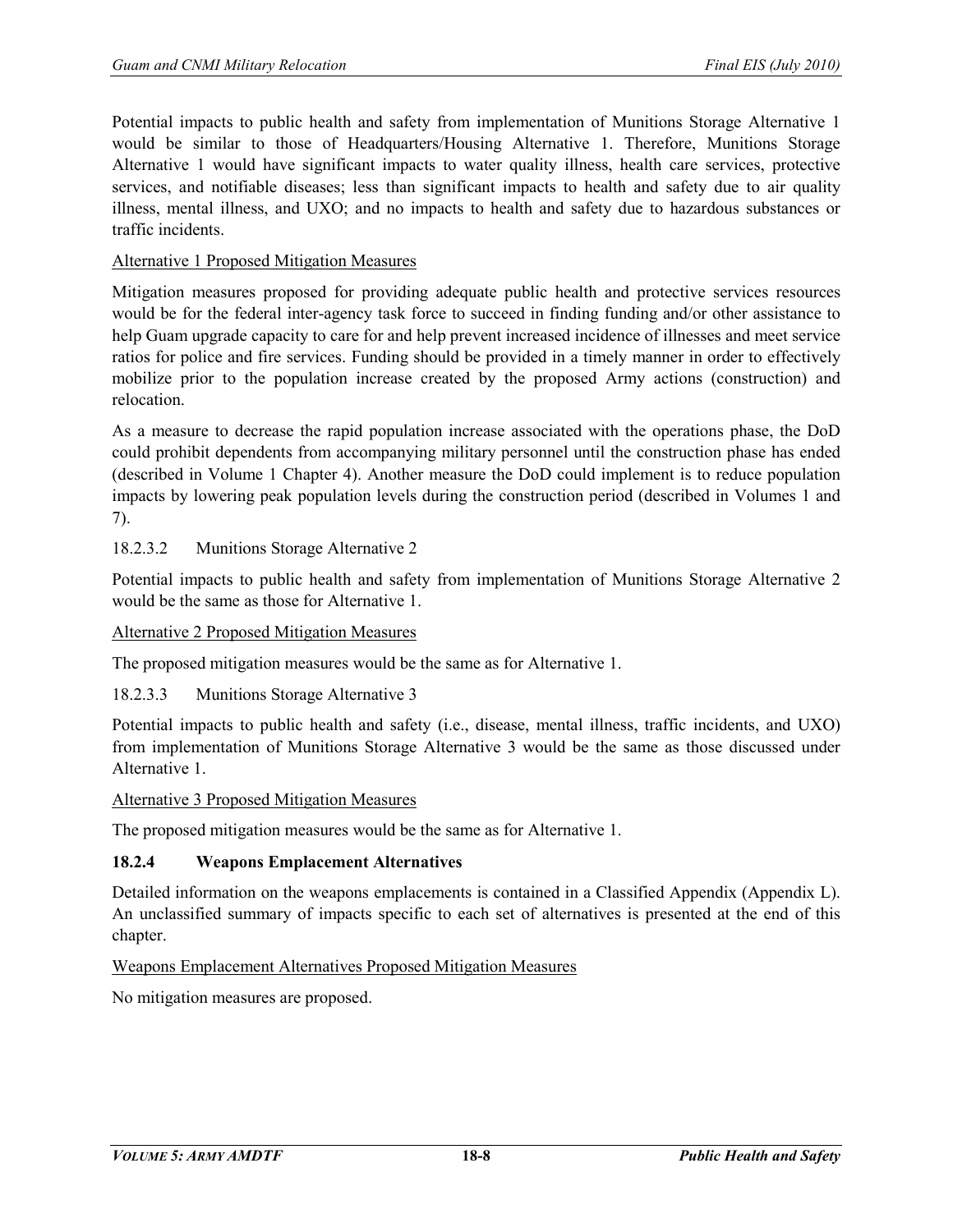Potential impacts to public health and safety from implementation of Munitions Storage Alternative 1 would be similar to those of Headquarters/Housing Alternative 1. Therefore, Munitions Storage Alternative 1 would have significant impacts to water quality illness, health care services, protective services, and notifiable diseases; less than significant impacts to health and safety due to air quality illness, mental illness, and UXO; and no impacts to health and safety due to hazardous substances or traffic incidents.

Alternative 1 Proposed Mitigation Measures

Mitigation measures proposed for providing adequate public health and protective services resources would be for the federal inter-agency task force to succeed in finding funding and/or other assistance to help Guam upgrade capacity to care for and help prevent increased incidence of illnesses and meet service ratios for police and fire services. Funding should be provided in a timely manner in order to effectively mobilize prior to the population increase created by the proposed Army actions (construction) and relocation.

As a measure to decrease the rapid population increase associated with the operations phase, the DoD could prohibit dependents from accompanying military personnel until the construction phase has ended (described in Volume 1 Chapter 4). Another measure the DoD could implement is to reduce population impacts by lowering peak population levels during the construction period (described in Volumes 1 and 7).

18.2.3.2 Munitions Storage Alternative 2

Potential impacts to public health and safety from implementation of Munitions Storage Alternative 2 would be the same as those for Alternative 1.

Alternative 2 Proposed Mitigation Measures

The proposed mitigation measures would be the same as for Alternative 1.

18.2.3.3 Munitions Storage Alternative 3

Potential impacts to public health and safety (i.e., disease, mental illness, traffic incidents, and UXO) from implementation of Munitions Storage Alternative 3 would be the same as those discussed under Alternative 1.

Alternative 3 Proposed Mitigation Measures

The proposed mitigation measures would be the same as for Alternative 1.

### 18.2.4 Weapons Emplacement Alternatives

Detailed information on the weapons emplacements is contained in a Classified Appendix (Appendix L). An unclassified summary of impacts specific to each set of alternatives is presented at the end of this chapter.

Weapons Emplacement Alternatives Proposed Mitigation Measures

No mitigation measures are proposed.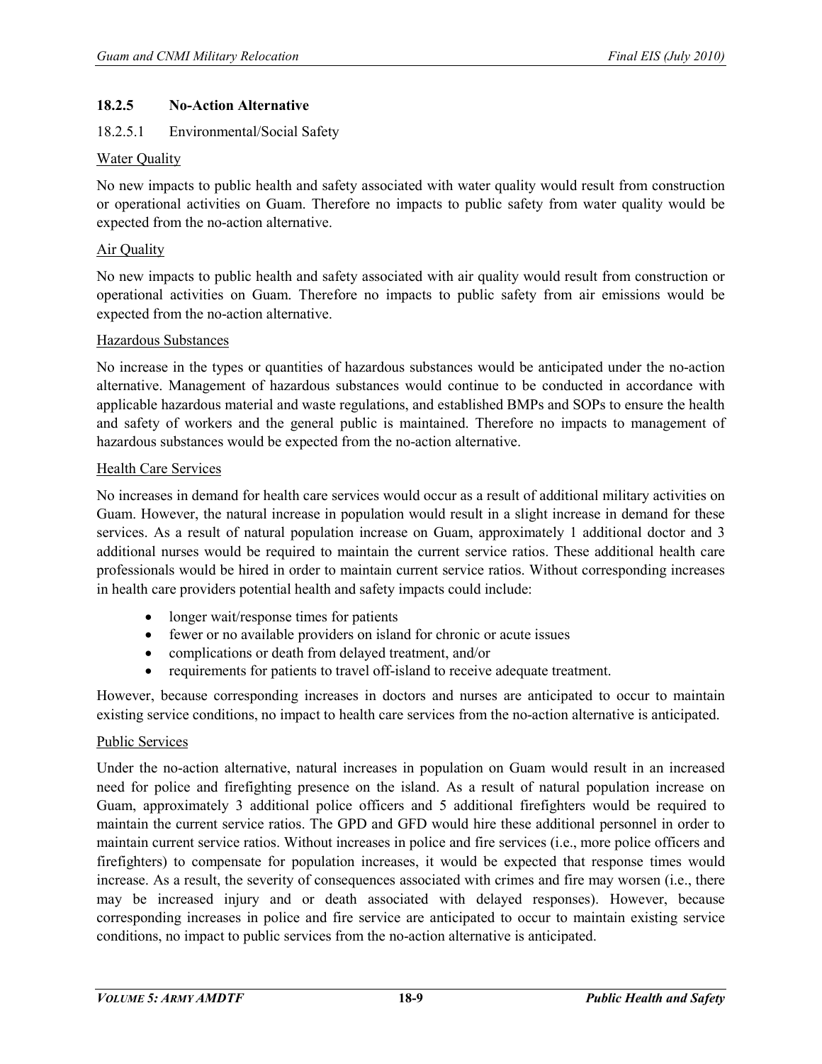### 18.2.5 No-Action Alternative

#### 18.2.5.1 Environmental/Social Safety

Water Quality

No new impacts to public health and safety associated with water quality would result from construction or operational activities on Guam. Therefore no impacts to public safety from water quality would be expected from the no-action alternative.

Air Quality

No new impacts to public health and safety associated with air quality would result from construction or operational activities on Guam. Therefore no impacts to public safety from air emissions would be expected from the no-action alternative.

Hazardous Substances

No increase in the types or quantities of hazardous substances would be anticipated under the no-action alternative. Management of hazardous substances would continue to be conducted in accordance with applicable hazardous material and waste regulations, and established BMPs and SOPs to ensure the health and safety of workers and the general public is maintained. Therefore no impacts to management of hazardous substances would be expected from the no-action alternative.

Health Care Services

No increases in demand for health care services would occur as a result of additional military activities on Guam. However, the natural increase in population would result in a slight increase in demand for these services. As a result of natural population increase on Guam, approximately 1 additional doctor and 3 additional nurses would be required to maintain the current service ratios. These additional health care professionals would be hired in order to maintain current service ratios. Without corresponding increases in health care providers potential health and safety impacts could include:

- longer wait/response times for patients
- fewer or no available providers on island for chronic or acute issues
- complications or death from delayed treatment, and/or
- requirements for patients to travel off-island to receive adequate treatment.

However, because corresponding increases in doctors and nurses are anticipated to occur to maintain existing service conditions, no impact to health care services from the no-action alternative is anticipated.

Public Services

Under the no-action alternative, natural increases in population on Guam would result in an increased need for police and firefighting presence on the island. As a result of natural population increase on Guam, approximately 3 additional police officers and 5 additional firefighters would be required to maintain the current service ratios. The GPD and GFD would hire these additional personnel in order to maintain current service ratios. Without increases in police and fire services (i.e., more police officers and firefighters) to compensate for population increases, it would be expected that response times would increase. As a result, the severity of consequences associated with crimes and fire may worsen (i.e., there may be increased injury and or death associated with delayed responses). However, because corresponding increases in police and fire service are anticipated to occur to maintain existing service conditions, no impact to public services from the no-action alternative is anticipated.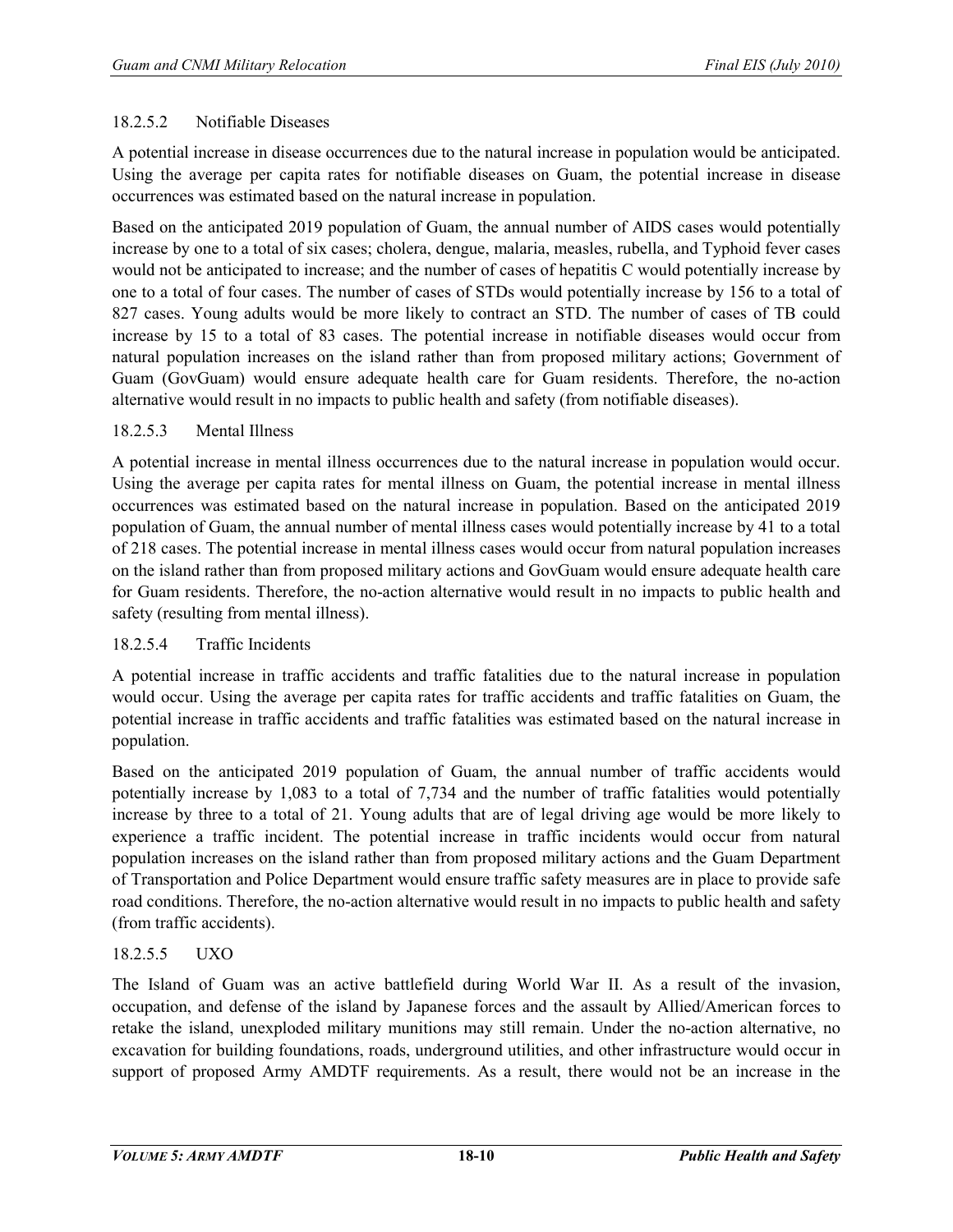#### 18.2.5.2 Notifiable Diseases

A potential increase in disease occurrences due to the natural increase in population would be anticipated. Using the average per capita rates for notifiable diseases on Guam, the potential increase in disease occurrences was estimated based on the natural increase in population.

Based on the anticipated 2019 population of Guam, the annual number of AIDS cases would potentially increase by one to a total of six cases; cholera, dengue, malaria, measles, rubella, and Typhoid fever cases would not be anticipated to increase; and the number of cases of hepatitis C would potentially increase by one to a total of four cases. The number of cases of STDs would potentially increase by 156 to a total of 827 cases. Young adults would be more likely to contract an STD. The number of cases of TB could increase by 15 to a total of 83 cases. The potential increase in notifiable diseases would occur from natural population increases on the island rather than from proposed military actions; Government of Guam (GovGuam) would ensure adequate health care for Guam residents. Therefore, the no-action alternative would result in no impacts to public health and safety (from notifiable diseases).

#### 18.2.5.3 Mental Illness

A potential increase in mental illness occurrences due to the natural increase in population would occur. Using the average per capita rates for mental illness on Guam, the potential increase in mental illness occurrences was estimated based on the natural increase in population. Based on the anticipated 2019 population of Guam, the annual number of mental illness cases would potentially increase by 41 to a total of 218 cases. The potential increase in mental illness cases would occur from natural population increases on the island rather than from proposed military actions and GovGuam would ensure adequate health care for Guam residents. Therefore, the no-action alternative would result in no impacts to public health and safety (resulting from mental illness).

#### 18.2.5.4 Traffic Incidents

A potential increase in traffic accidents and traffic fatalities due to the natural increase in population would occur. Using the average per capita rates for traffic accidents and traffic fatalities on Guam, the potential increase in traffic accidents and traffic fatalities was estimated based on the natural increase in population.

Based on the anticipated 2019 population of Guam, the annual number of traffic accidents would potentially increase by 1,083 to a total of 7,734 and the number of traffic fatalities would potentially increase by three to a total of 21. Young adults that are of legal driving age would be more likely to experience a traffic incident. The potential increase in traffic incidents would occur from natural population increases on the island rather than from proposed military actions and the Guam Department of Transportation and Police Department would ensure traffic safety measures are in place to provide safe road conditions. Therefore, the no-action alternative would result in no impacts to public health and safety (from traffic accidents).

#### 18.2.5.5 UXO

The Island of Guam was an active battlefield during World War II. As a result of the invasion, occupation, and defense of the island by Japanese forces and the assault by Allied/American forces to retake the island, unexploded military munitions may still remain. Under the no-action alternative, no excavation for building foundations, roads, underground utilities, and other infrastructure would occur in support of proposed Army AMDTF requirements. As a result, there would not be an increase in the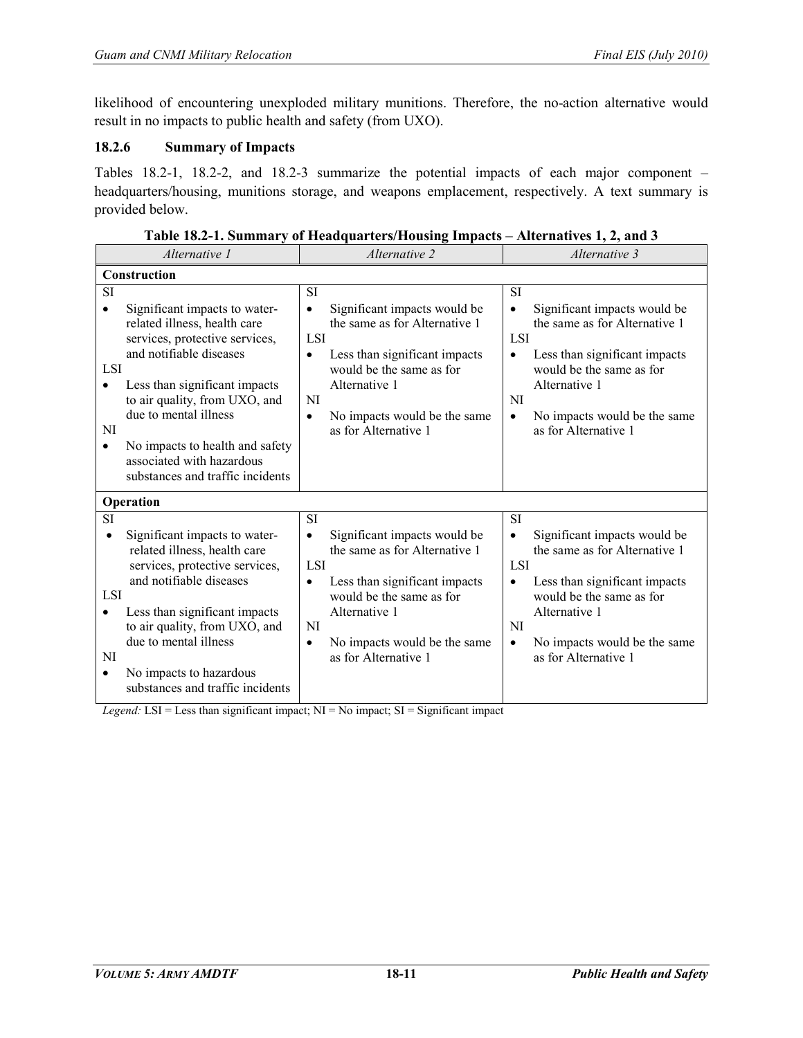likelihood of encountering unexploded military munitions. Therefore, the no-action alternative would result in no impacts to public health and safety (from UXO).

### 18.2.6 Summary of Impacts

Tables 18.2-1, 18.2-2, and 18.2-3 summarize the potential impacts of each major component – headquarters/housing, munitions storage, and weapons emplacement, respectively. A text summary is provided below.

**Table 18.2-1. Summary of Headquarters/Housing Impacts – Alternatives 1, 2, and 3**

| *Alternative 1* | *Alternative 2* | *Alternative 3* |
|---|---|---|
| **Construction** | | |
| SI<br>• Significant impacts to water-related illness, health care services, protective services, and notifiable diseases<br>LSI<br>• Less than significant impacts to air quality, from UXO, and due to mental illness<br>NI<br>• No impacts to health and safety associated with hazardous substances and traffic incidents | SI<br>• Significant impacts would be the same as for Alternative 1<br>LSI<br>• Less than significant impacts would be the same as for Alternative 1<br>NI<br>• No impacts would be the same as for Alternative 1 | SI<br>• Significant impacts would be the same as for Alternative 1<br>LSI<br>• Less than significant impacts would be the same as for Alternative 1<br>NI<br>• No impacts would be the same as for Alternative 1 |
| **Operation** | | |
| SI<br>• Significant impacts to water-related illness, health care services, protective services, and notifiable diseases<br>LSI<br>• Less than significant impacts to air quality, from UXO, and due to mental illness<br>NI<br>• No impacts to hazardous substances and traffic incidents | SI<br>• Significant impacts would be the same as for Alternative 1<br>LSI<br>• Less than significant impacts would be the same as for Alternative 1<br>NI<br>• No impacts would be the same as for Alternative 1 | SI<br>• Significant impacts would be the same as for Alternative 1<br>LSI<br>• Less than significant impacts would be the same as for Alternative 1<br>NI<br>• No impacts would be the same as for Alternative 1 |

*Legend:* LSI = Less than significant impact; NI = No impact; SI = Significant impact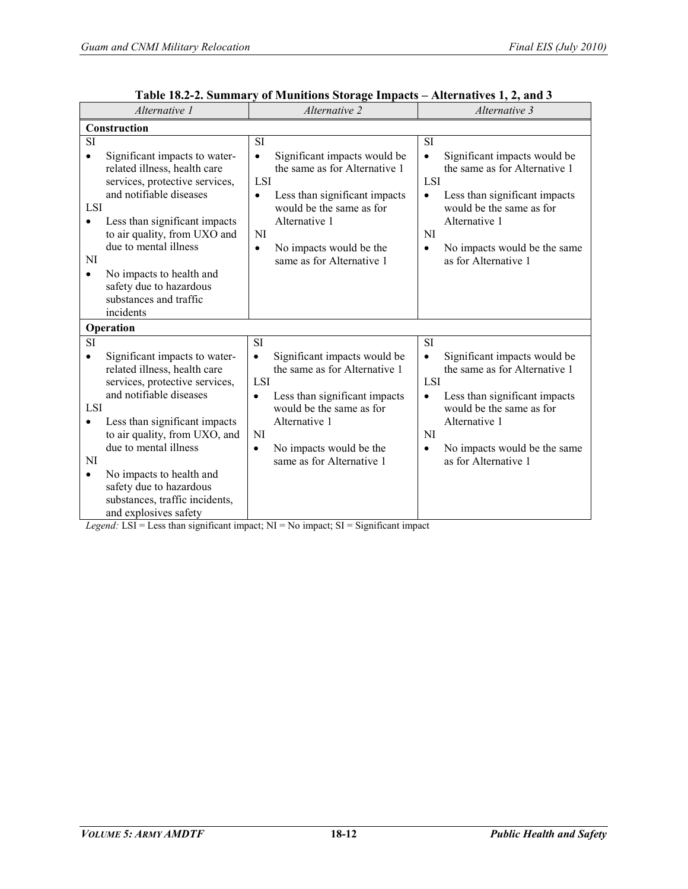**Table 18.2-2. Summary of Munitions Storage Impacts – Alternatives 1, 2, and 3**

| *Alternative 1* | *Alternative 2* | *Alternative 3* |
|---|---|---|
| **Construction** | | |
| SI<br>• Significant impacts to water-related illness, health care services, protective services, and notifiable diseases<br>LSI<br>• Less than significant impacts to air quality, from UXO and due to mental illness<br>NI<br>• No impacts to health and safety due to hazardous substances and traffic incidents | SI<br>• Significant impacts would be the same as for Alternative 1<br>LSI<br>• Less than significant impacts would be the same as for Alternative 1<br>NI<br>• No impacts would be the same as for Alternative 1 | SI<br>• Significant impacts would be the same as for Alternative 1<br>LSI<br>• Less than significant impacts would be the same as for Alternative 1<br>NI<br>• No impacts would be the same as for Alternative 1 |
| **Operation** | | |
| SI<br>• Significant impacts to water-related illness, health care services, protective services, and notifiable diseases<br>LSI<br>• Less than significant impacts to air quality, from UXO, and due to mental illness<br>NI<br>• No impacts to health and safety due to hazardous substances, traffic incidents, and explosives safety | SI<br>• Significant impacts would be the same as for Alternative 1<br>LSI<br>• Less than significant impacts would be the same as for Alternative 1<br>NI<br>• No impacts would be the same as for Alternative 1 | SI<br>• Significant impacts would be the same as for Alternative 1<br>LSI<br>• Less than significant impacts would be the same as for Alternative 1<br>NI<br>• No impacts would be the same as for Alternative 1 |

*Legend:* LSI = Less than significant impact; NI = No impact; SI = Significant impact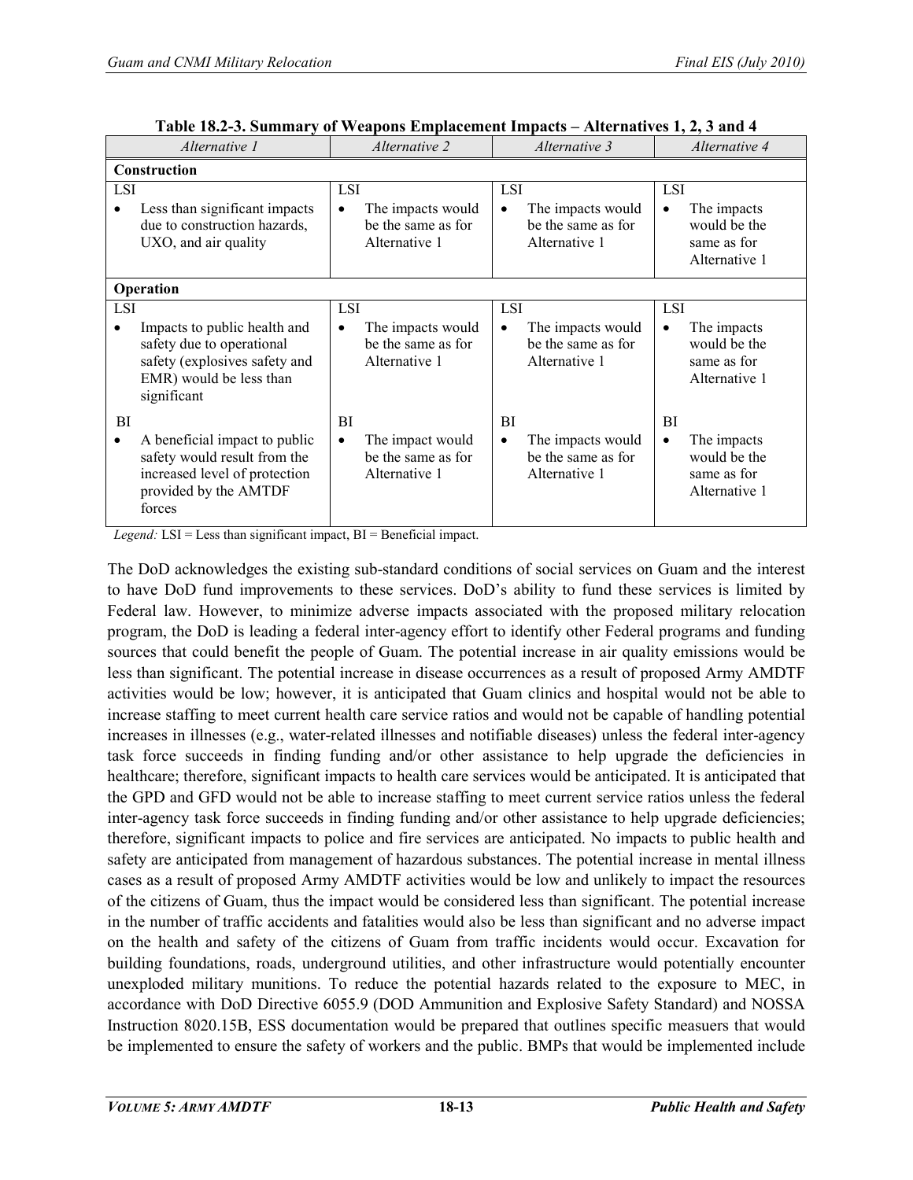**Table 18.2-3. Summary of Weapons Emplacement Impacts – Alternatives 1, 2, 3 and 4**

| *Alternative 1* | *Alternative 2* | *Alternative 3* | *Alternative 4* |
|---|---|---|---|
| **Construction** | | | |
| LSI<br>• Less than significant impacts due to construction hazards, UXO, and air quality | LSI<br>• The impacts would be the same as for Alternative 1 | LSI<br>• The impacts would be the same as for Alternative 1 | LSI<br>• The impacts would be the same as for Alternative 1 |
| **Operation** | | | |
| LSI<br>• Impacts to public health and safety due to operational safety (explosives safety and EMR) would be less than significant | LSI<br>• The impacts would be the same as for Alternative 1 | LSI<br>• The impacts would be the same as for Alternative 1 | LSI<br>• The impacts would be the same as for Alternative 1 |
| BI<br>• A beneficial impact to public safety would result from the increased level of protection provided by the AMTDF forces | BI<br>• The impact would be the same as for Alternative 1 | BI<br>• The impacts would be the same as for Alternative 1 | BI<br>• The impacts would be the same as for Alternative 1 |

*Legend:* LSI = Less than significant impact, BI = Beneficial impact.

The DoD acknowledges the existing sub-standard conditions of social services on Guam and the interest to have DoD fund improvements to these services. DoD's ability to fund these services is limited by Federal law. However, to minimize adverse impacts associated with the proposed military relocation program, the DoD is leading a federal inter-agency effort to identify other Federal programs and funding sources that could benefit the people of Guam. The potential increase in air quality emissions would be less than significant. The potential increase in disease occurrences as a result of proposed Army AMDTF activities would be low; however, it is anticipated that Guam clinics and hospital would not be able to increase staffing to meet current health care service ratios and would not be capable of handling potential increases in illnesses (e.g., water-related illnesses and notifiable diseases) unless the federal inter-agency task force succeeds in finding funding and/or other assistance to help upgrade the deficiencies in healthcare; therefore, significant impacts to health care services would be anticipated. It is anticipated that the GPD and GFD would not be able to increase staffing to meet current service ratios unless the federal inter-agency task force succeeds in finding funding and/or other assistance to help upgrade deficiencies; therefore, significant impacts to police and fire services are anticipated. No impacts to public health and safety are anticipated from management of hazardous substances. The potential increase in mental illness cases as a result of proposed Army AMDTF activities would be low and unlikely to impact the resources of the citizens of Guam, thus the impact would be considered less than significant. The potential increase in the number of traffic accidents and fatalities would also be less than significant and no adverse impact on the health and safety of the citizens of Guam from traffic incidents would occur. Excavation for building foundations, roads, underground utilities, and other infrastructure would potentially encounter unexploded military munitions. To reduce the potential hazards related to the exposure to MEC, in accordance with DoD Directive 6055.9 (DOD Ammunition and Explosive Safety Standard) and NOSSA Instruction 8020.15B, ESS documentation would be prepared that outlines specific measuers that would be implemented to ensure the safety of workers and the public. BMPs that would be implemented include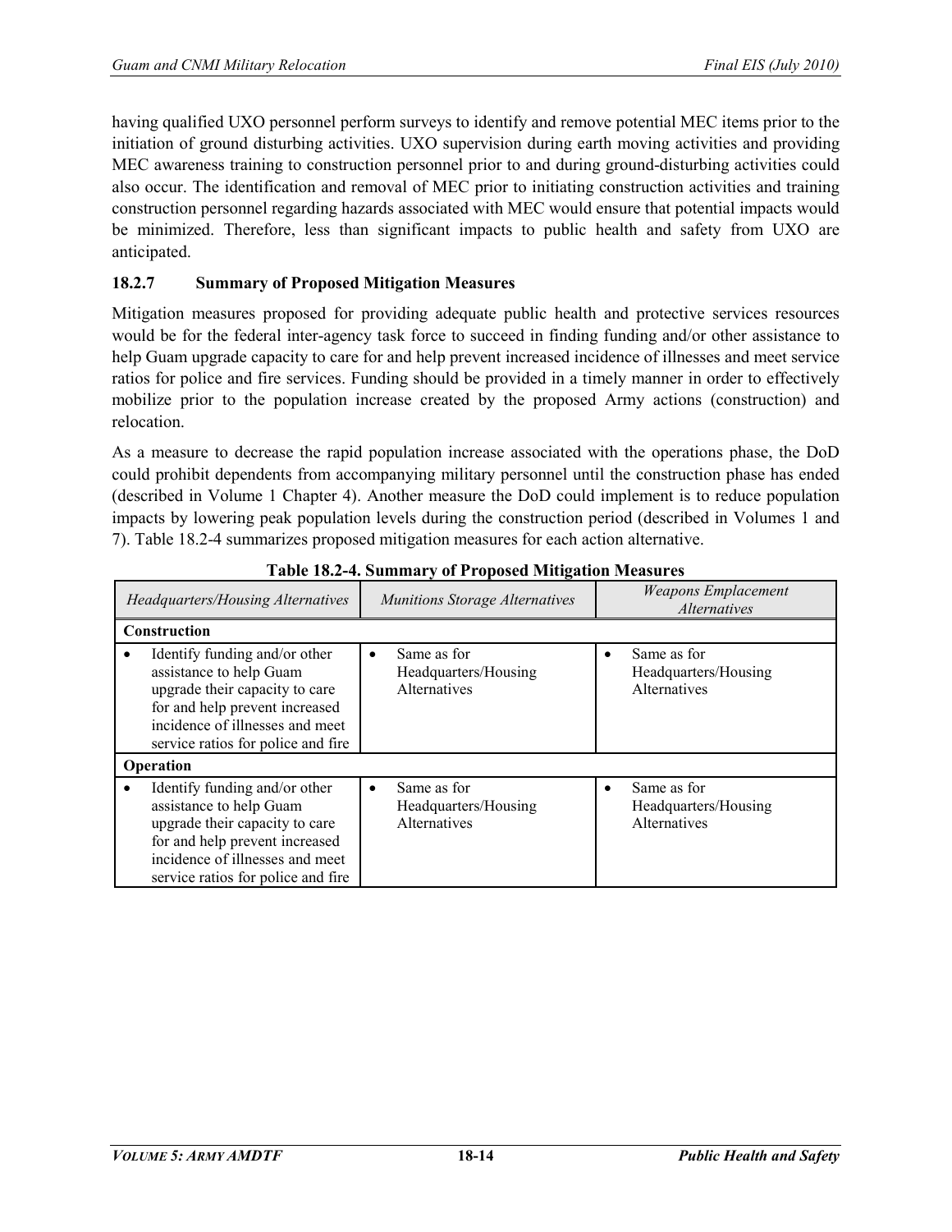having qualified UXO personnel perform surveys to identify and remove potential MEC items prior to the initiation of ground disturbing activities. UXO supervision during earth moving activities and providing MEC awareness training to construction personnel prior to and during ground-disturbing activities could also occur. The identification and removal of MEC prior to initiating construction activities and training construction personnel regarding hazards associated with MEC would ensure that potential impacts would be minimized. Therefore, less than significant impacts to public health and safety from UXO are anticipated.

### 18.2.7 Summary of Proposed Mitigation Measures

Mitigation measures proposed for providing adequate public health and protective services resources would be for the federal inter-agency task force to succeed in finding funding and/or other assistance to help Guam upgrade capacity to care for and help prevent increased incidence of illnesses and meet service ratios for police and fire services. Funding should be provided in a timely manner in order to effectively mobilize prior to the population increase created by the proposed Army actions (construction) and relocation.

As a measure to decrease the rapid population increase associated with the operations phase, the DoD could prohibit dependents from accompanying military personnel until the construction phase has ended (described in Volume 1 Chapter 4). Another measure the DoD could implement is to reduce population impacts by lowering peak population levels during the construction period (described in Volumes 1 and 7). Table 18.2-4 summarizes proposed mitigation measures for each action alternative.

**Table 18.2-4. Summary of Proposed Mitigation Measures**

| *Headquarters/Housing Alternatives* | *Munitions Storage Alternatives* | *Weapons Emplacement Alternatives* |
|---|---|---|
| **Construction** | | |
| • Identify funding and/or other assistance to help Guam upgrade their capacity to care for and help prevent increased incidence of illnesses and meet service ratios for police and fire | • Same as for Headquarters/Housing Alternatives | • Same as for Headquarters/Housing Alternatives |
| **Operation** | | |
| • Identify funding and/or other assistance to help Guam upgrade their capacity to care for and help prevent increased incidence of illnesses and meet service ratios for police and fire | • Same as for Headquarters/Housing Alternatives | • Same as for Headquarters/Housing Alternatives |